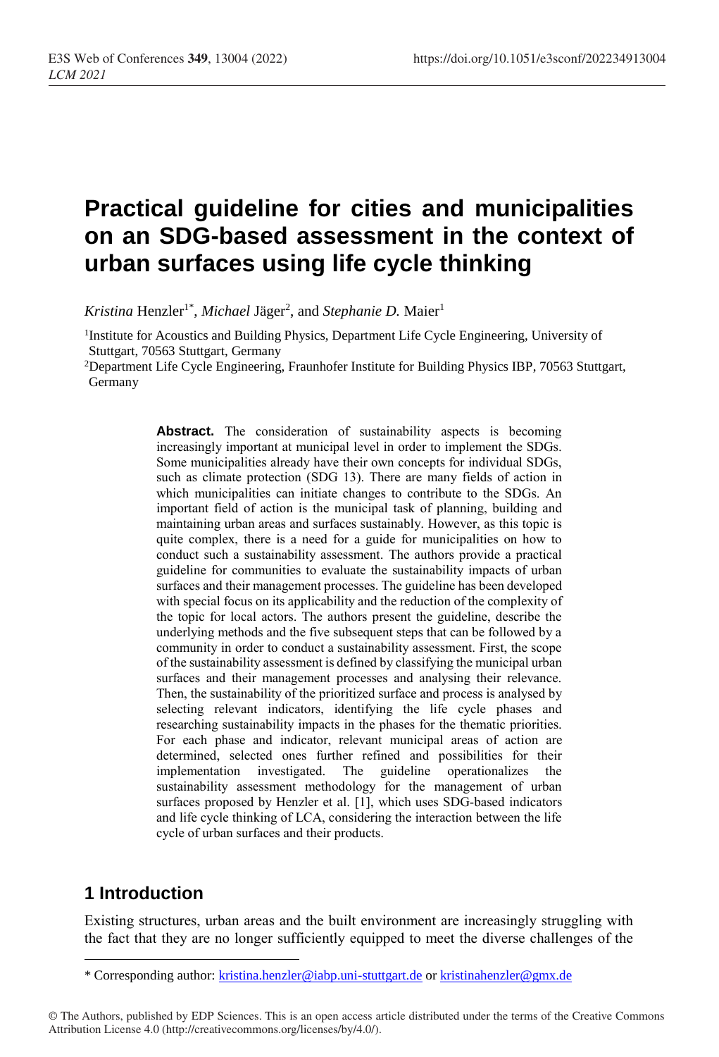# Practical guideline for cities and municipalities on an SDG-based assessment in the context of urban surfaces using life cycle thinking

*Kristina* Henzler[1*], *Michael* Jäger[2], and *Stephanie D.* Maier[1]

[1]Institute for Acoustics and Building Physics, Department Life Cycle Engineering, University of Stuttgart, 70563 Stuttgart, Germany

[2]Department Life Cycle Engineering, Fraunhofer Institute for Building Physics IBP, 70563 Stuttgart, Germany

**Abstract.** The consideration of sustainability aspects is becoming increasingly important at municipal level in order to implement the SDGs. Some municipalities already have their own concepts for individual SDGs, such as climate protection (SDG 13). There are many fields of action in which municipalities can initiate changes to contribute to the SDGs. An important field of action is the municipal task of planning, building and maintaining urban areas and surfaces sustainably. However, as this topic is quite complex, there is a need for a guide for municipalities on how to conduct such a sustainability assessment. The authors provide a practical guideline for communities to evaluate the sustainability impacts of urban surfaces and their management processes. The guideline has been developed with special focus on its applicability and the reduction of the complexity of the topic for local actors. The authors present the guideline, describe the underlying methods and the five subsequent steps that can be followed by a community in order to conduct a sustainability assessment. First, the scope of the sustainability assessment is defined by classifying the municipal urban surfaces and their management processes and analysing their relevance. Then, the sustainability of the prioritized surface and process is analysed by selecting relevant indicators, identifying the life cycle phases and researching sustainability impacts in the phases for the thematic priorities. For each phase and indicator, relevant municipal areas of action are determined, selected ones further refined and possibilities for their implementation investigated. The guideline operationalizes the sustainability assessment methodology for the management of urban surfaces proposed by Henzler et al. [1], which uses SDG-based indicators and life cycle thinking of LCA, considering the interaction between the life cycle of urban surfaces and their products.

## 1 Introduction

Existing structures, urban areas and the built environment are increasingly struggling with the fact that they are no longer sufficiently equipped to meet the diverse challenges of the

---

* Corresponding author: kristina.henzler@iabp.uni-stuttgart.de or kristinahenzler@gmx.de

© The Authors, published by EDP Sciences. This is an open access article distributed under the terms of the Creative Commons Attribution License 4.0 (http://creativecommons.org/licenses/by/4.0/).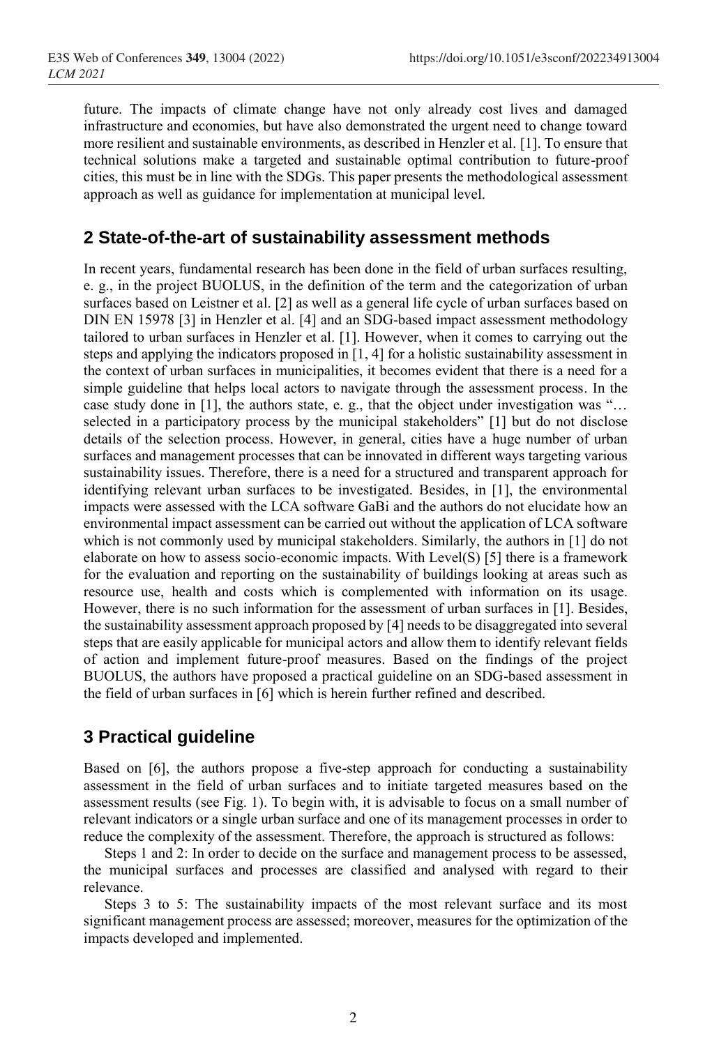future. The impacts of climate change have not only already cost lives and damaged infrastructure and economies, but have also demonstrated the urgent need to change toward more resilient and sustainable environments, as described in Henzler et al. [1]. To ensure that technical solutions make a targeted and sustainable optimal contribution to future-proof cities, this must be in line with the SDGs. This paper presents the methodological assessment approach as well as guidance for implementation at municipal level.

## 2 State-of-the-art of sustainability assessment methods

In recent years, fundamental research has been done in the field of urban surfaces resulting, e. g., in the project BUOLUS, in the definition of the term and the categorization of urban surfaces based on Leistner et al. [2] as well as a general life cycle of urban surfaces based on DIN EN 15978 [3] in Henzler et al. [4] and an SDG-based impact assessment methodology tailored to urban surfaces in Henzler et al. [1]. However, when it comes to carrying out the steps and applying the indicators proposed in [1, 4] for a holistic sustainability assessment in the context of urban surfaces in municipalities, it becomes evident that there is a need for a simple guideline that helps local actors to navigate through the assessment process. In the case study done in [1], the authors state, e. g., that the object under investigation was "… selected in a participatory process by the municipal stakeholders" [1] but do not disclose details of the selection process. However, in general, cities have a huge number of urban surfaces and management processes that can be innovated in different ways targeting various sustainability issues. Therefore, there is a need for a structured and transparent approach for identifying relevant urban surfaces to be investigated. Besides, in [1], the environmental impacts were assessed with the LCA software GaBi and the authors do not elucidate how an environmental impact assessment can be carried out without the application of LCA software which is not commonly used by municipal stakeholders. Similarly, the authors in [1] do not elaborate on how to assess socio-economic impacts. With Level(S) [5] there is a framework for the evaluation and reporting on the sustainability of buildings looking at areas such as resource use, health and costs which is complemented with information on its usage. However, there is no such information for the assessment of urban surfaces in [1]. Besides, the sustainability assessment approach proposed by [4] needs to be disaggregated into several steps that are easily applicable for municipal actors and allow them to identify relevant fields of action and implement future-proof measures. Based on the findings of the project BUOLUS, the authors have proposed a practical guideline on an SDG-based assessment in the field of urban surfaces in [6] which is herein further refined and described.

## 3 Practical guideline

Based on [6], the authors propose a five-step approach for conducting a sustainability assessment in the field of urban surfaces and to initiate targeted measures based on the assessment results (see Fig. 1). To begin with, it is advisable to focus on a small number of relevant indicators or a single urban surface and one of its management processes in order to reduce the complexity of the assessment. Therefore, the approach is structured as follows:

Steps 1 and 2: In order to decide on the surface and management process to be assessed, the municipal surfaces and processes are classified and analysed with regard to their relevance.

Steps 3 to 5: The sustainability impacts of the most relevant surface and its most significant management process are assessed; moreover, measures for the optimization of the impacts developed and implemented.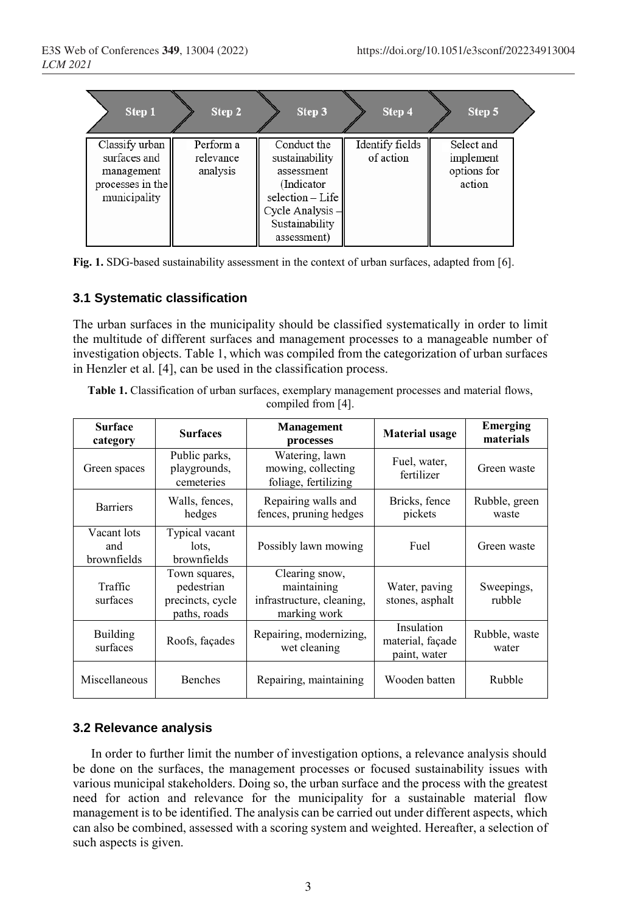| Step 1 | Step 2 | Step 3 | Step 4 | Step 5 |
|---|---|---|---|---|
| Classify urban surfaces and management processes in the municipality | Perform a relevance analysis | Conduct the sustainability assessment (Indicator selection – Life Cycle Analysis – Sustainability assessment) | Identify fields of action | Select and implement options for action |

**Fig. 1.** SDG-based sustainability assessment in the context of urban surfaces, adapted from [6].

### 3.1 Systematic classification

The urban surfaces in the municipality should be classified systematically in order to limit the multitude of different surfaces and management processes to a manageable number of investigation objects. Table 1, which was compiled from the categorization of urban surfaces in Henzler et al. [4], can be used in the classification process.

**Table 1.** Classification of urban surfaces, exemplary management processes and material flows, compiled from [4].

| Surface category | Surfaces | Management processes | Material usage | Emerging materials |
|---|---|---|---|---|
| Green spaces | Public parks, playgrounds, cemeteries | Watering, lawn mowing, collecting foliage, fertilizing | Fuel, water, fertilizer | Green waste |
| Barriers | Walls, fences, hedges | Repairing walls and fences, pruning hedges | Bricks, fence pickets | Rubble, green waste |
| Vacant lots and brownfields | Typical vacant lots, brownfields | Possibly lawn mowing | Fuel | Green waste |
| Traffic surfaces | Town squares, pedestrian precincts, cycle paths, roads | Clearing snow, maintaining infrastructure, cleaning, marking work | Water, paving stones, asphalt | Sweepings, rubble |
| Building surfaces | Roofs, façades | Repairing, modernizing, wet cleaning | Insulation material, façade paint, water | Rubble, waste water |
| Miscellaneous | Benches | Repairing, maintaining | Wooden batten | Rubble |

### 3.2 Relevance analysis

In order to further limit the number of investigation options, a relevance analysis should be done on the surfaces, the management processes or focused sustainability issues with various municipal stakeholders. Doing so, the urban surface and the process with the greatest need for action and relevance for the municipality for a sustainable material flow management is to be identified. The analysis can be carried out under different aspects, which can also be combined, assessed with a scoring system and weighted. Hereafter, a selection of such aspects is given.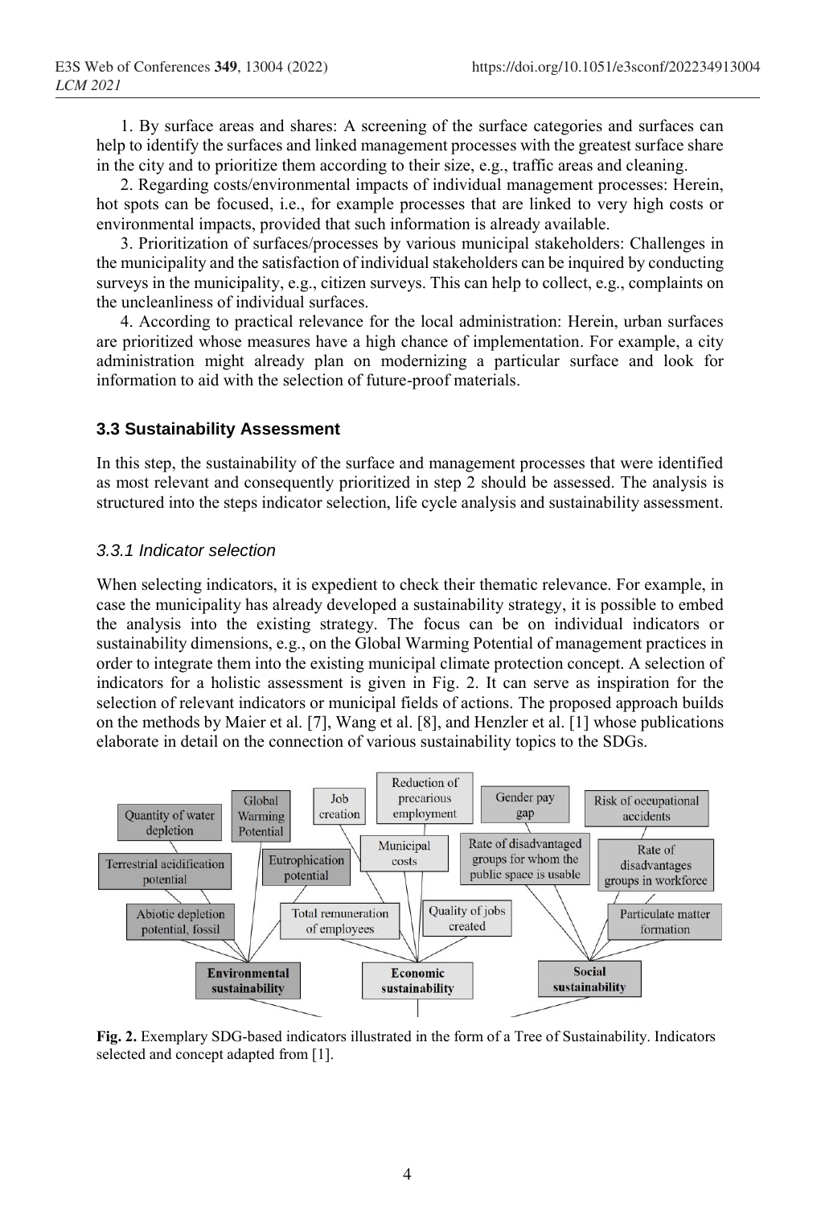1. By surface areas and shares: A screening of the surface categories and surfaces can help to identify the surfaces and linked management processes with the greatest surface share in the city and to prioritize them according to their size, e.g., traffic areas and cleaning.

2. Regarding costs/environmental impacts of individual management processes: Herein, hot spots can be focused, i.e., for example processes that are linked to very high costs or environmental impacts, provided that such information is already available.

3. Prioritization of surfaces/processes by various municipal stakeholders: Challenges in the municipality and the satisfaction of individual stakeholders can be inquired by conducting surveys in the municipality, e.g., citizen surveys. This can help to collect, e.g., complaints on the uncleanliness of individual surfaces.

4. According to practical relevance for the local administration: Herein, urban surfaces are prioritized whose measures have a high chance of implementation. For example, a city administration might already plan on modernizing a particular surface and look for information to aid with the selection of future-proof materials.

### 3.3 Sustainability Assessment

In this step, the sustainability of the surface and management processes that were identified as most relevant and consequently prioritized in step 2 should be assessed. The analysis is structured into the steps indicator selection, life cycle analysis and sustainability assessment.

#### *3.3.1 Indicator selection*

When selecting indicators, it is expedient to check their thematic relevance. For example, in case the municipality has already developed a sustainability strategy, it is possible to embed the analysis into the existing strategy. The focus can be on individual indicators or sustainability dimensions, e.g., on the Global Warming Potential of management practices in order to integrate them into the existing municipal climate protection concept. A selection of indicators for a holistic assessment is given in Fig. 2. It can serve as inspiration for the selection of relevant indicators or municipal fields of actions. The proposed approach builds on the methods by Maier et al. [7], Wang et al. [8], and Henzler et al. [1] whose publications elaborate in detail on the connection of various sustainability topics to the SDGs.

**Fig. 2.** Exemplary SDG-based indicators illustrated in the form of a Tree of Sustainability. Indicators selected and concept adapted from [1].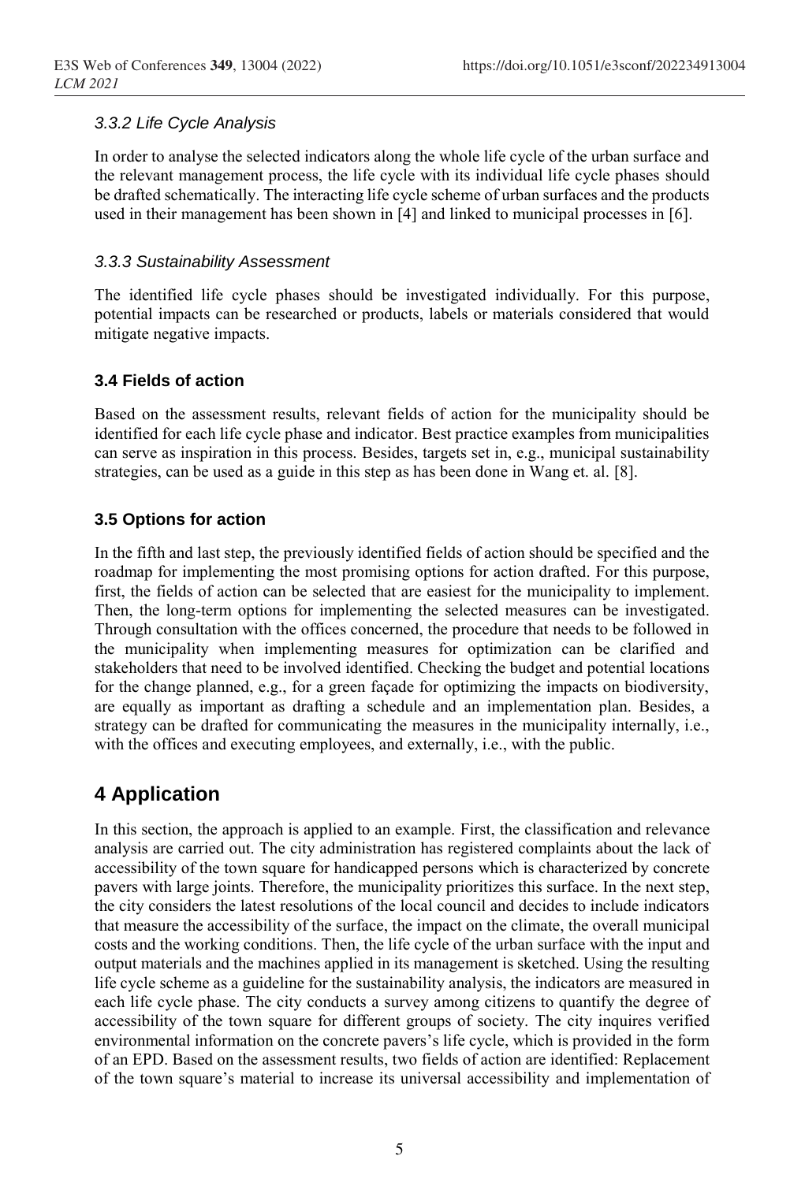#### *3.3.2 Life Cycle Analysis*

In order to analyse the selected indicators along the whole life cycle of the urban surface and the relevant management process, the life cycle with its individual life cycle phases should be drafted schematically. The interacting life cycle scheme of urban surfaces and the products used in their management has been shown in [4] and linked to municipal processes in [6].

#### *3.3.3 Sustainability Assessment*

The identified life cycle phases should be investigated individually. For this purpose, potential impacts can be researched or products, labels or materials considered that would mitigate negative impacts.

### 3.4 Fields of action

Based on the assessment results, relevant fields of action for the municipality should be identified for each life cycle phase and indicator. Best practice examples from municipalities can serve as inspiration in this process. Besides, targets set in, e.g., municipal sustainability strategies, can be used as a guide in this step as has been done in Wang et. al. [8].

### 3.5 Options for action

In the fifth and last step, the previously identified fields of action should be specified and the roadmap for implementing the most promising options for action drafted. For this purpose, first, the fields of action can be selected that are easiest for the municipality to implement. Then, the long-term options for implementing the selected measures can be investigated. Through consultation with the offices concerned, the procedure that needs to be followed in the municipality when implementing measures for optimization can be clarified and stakeholders that need to be involved identified. Checking the budget and potential locations for the change planned, e.g., for a green façade for optimizing the impacts on biodiversity, are equally as important as drafting a schedule and an implementation plan. Besides, a strategy can be drafted for communicating the measures in the municipality internally, i.e., with the offices and executing employees, and externally, i.e., with the public.

## 4 Application

In this section, the approach is applied to an example. First, the classification and relevance analysis are carried out. The city administration has registered complaints about the lack of accessibility of the town square for handicapped persons which is characterized by concrete pavers with large joints. Therefore, the municipality prioritizes this surface. In the next step, the city considers the latest resolutions of the local council and decides to include indicators that measure the accessibility of the surface, the impact on the climate, the overall municipal costs and the working conditions. Then, the life cycle of the urban surface with the input and output materials and the machines applied in its management is sketched. Using the resulting life cycle scheme as a guideline for the sustainability analysis, the indicators are measured in each life cycle phase. The city conducts a survey among citizens to quantify the degree of accessibility of the town square for different groups of society. The city inquires verified environmental information on the concrete pavers's life cycle, which is provided in the form of an EPD. Based on the assessment results, two fields of action are identified: Replacement of the town square's material to increase its universal accessibility and implementation of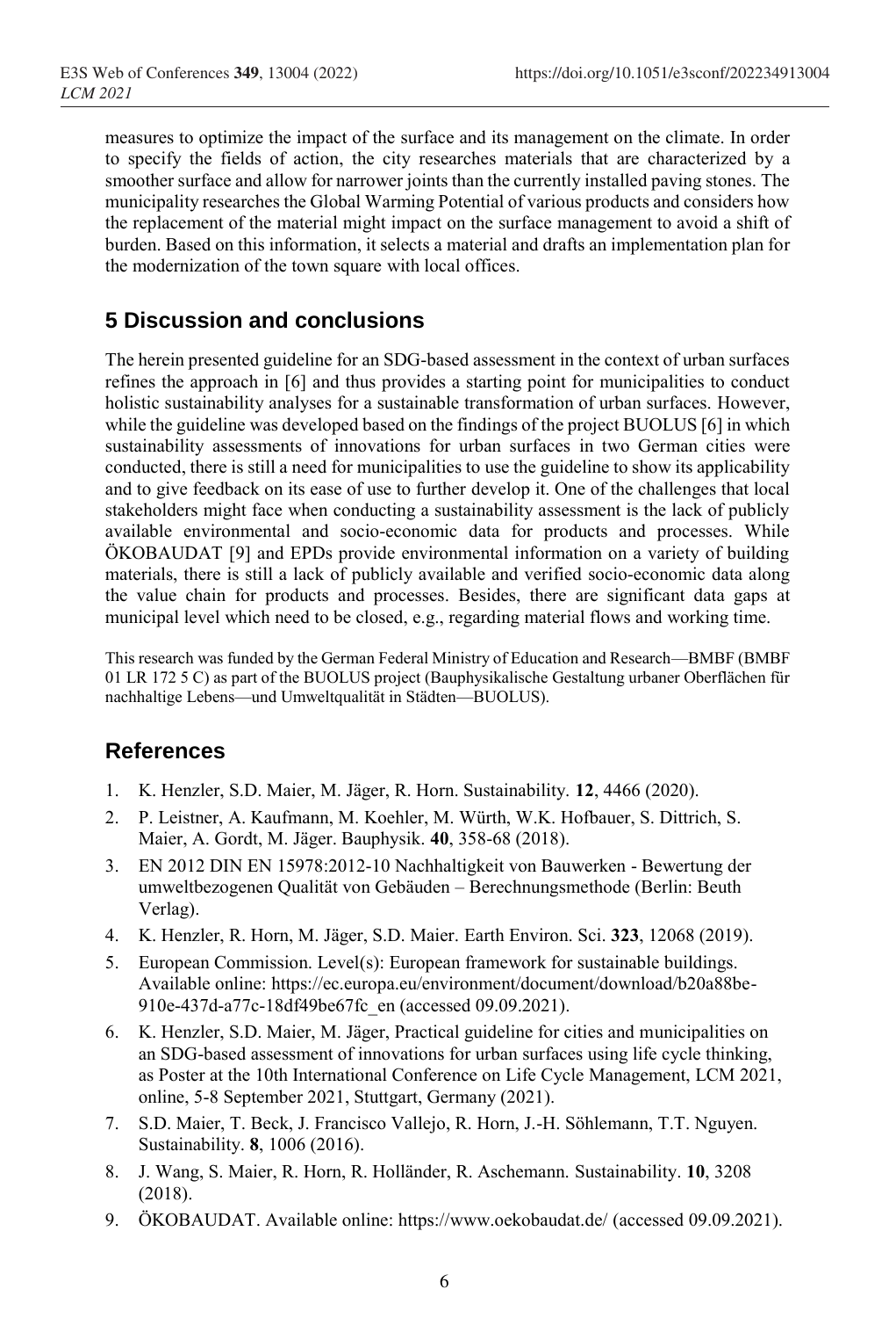measures to optimize the impact of the surface and its management on the climate. In order to specify the fields of action, the city researches materials that are characterized by a smoother surface and allow for narrower joints than the currently installed paving stones. The municipality researches the Global Warming Potential of various products and considers how the replacement of the material might impact on the surface management to avoid a shift of burden. Based on this information, it selects a material and drafts an implementation plan for the modernization of the town square with local offices.

## 5 Discussion and conclusions

The herein presented guideline for an SDG-based assessment in the context of urban surfaces refines the approach in [6] and thus provides a starting point for municipalities to conduct holistic sustainability analyses for a sustainable transformation of urban surfaces. However, while the guideline was developed based on the findings of the project BUOLUS [6] in which sustainability assessments of innovations for urban surfaces in two German cities were conducted, there is still a need for municipalities to use the guideline to show its applicability and to give feedback on its ease of use to further develop it. One of the challenges that local stakeholders might face when conducting a sustainability assessment is the lack of publicly available environmental and socio-economic data for products and processes. While ÖKOBAUDAT [9] and EPDs provide environmental information on a variety of building materials, there is still a lack of publicly available and verified socio-economic data along the value chain for products and processes. Besides, there are significant data gaps at municipal level which need to be closed, e.g., regarding material flows and working time.

This research was funded by the German Federal Ministry of Education and Research—BMBF (BMBF 01 LR 172 5 C) as part of the BUOLUS project (Bauphysikalische Gestaltung urbaner Oberflächen für nachhaltige Lebens—und Umweltqualität in Städten—BUOLUS).

## References

1. K. Henzler, S.D. Maier, M. Jäger, R. Horn. Sustainability. **12**, 4466 (2020).
2. P. Leistner, A. Kaufmann, M. Koehler, M. Würth, W.K. Hofbauer, S. Dittrich, S. Maier, A. Gordt, M. Jäger. Bauphysik. **40**, 358-68 (2018).
3. EN 2012 DIN EN 15978:2012-10 Nachhaltigkeit von Bauwerken - Bewertung der umweltbezogenen Qualität von Gebäuden – Berechnungsmethode (Berlin: Beuth Verlag).
4. K. Henzler, R. Horn, M. Jäger, S.D. Maier. Earth Environ. Sci. **323**, 12068 (2019).
5. European Commission. Level(s): European framework for sustainable buildings. Available online: https://ec.europa.eu/environment/document/download/b20a88be-910e-437d-a77c-18df49be67fc_en (accessed 09.09.2021).
6. K. Henzler, S.D. Maier, M. Jäger, Practical guideline for cities and municipalities on an SDG-based assessment of innovations for urban surfaces using life cycle thinking, as Poster at the 10th International Conference on Life Cycle Management, LCM 2021, online, 5-8 September 2021, Stuttgart, Germany (2021).
7. S.D. Maier, T. Beck, J. Francisco Vallejo, R. Horn, J.-H. Söhlemann, T.T. Nguyen. Sustainability. **8**, 1006 (2016).
8. J. Wang, S. Maier, R. Horn, R. Holländer, R. Aschemann. Sustainability. **10**, 3208 (2018).
9. ÖKOBAUDAT. Available online: https://www.oekobaudat.de/ (accessed 09.09.2021).